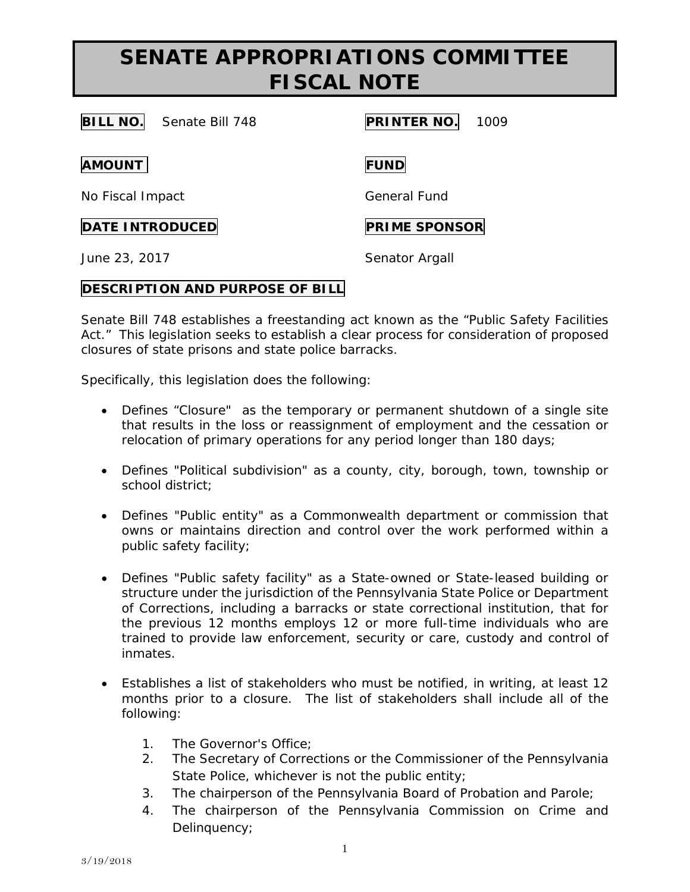# SENATE APPROPRIATIONS COMMITTEE FISCAL NOTE

**BILL NO.** Senate Bill 748

**PRINTER NO.** 1009

**AMOUNT**

No Fiscal Impact

**FUND**

General Fund

**DATE INTRODUCED**

June 23, 2017

**PRIME SPONSOR**

Senator Argall

**DESCRIPTION AND PURPOSE OF BILL**

Senate Bill 748 establishes a freestanding act known as the "Public Safety Facilities Act." This legislation seeks to establish a clear process for consideration of proposed closures of state prisons and state police barracks.

Specifically, this legislation does the following:

- Defines "Closure" as the temporary or permanent shutdown of a single site that results in the loss or reassignment of employment and the cessation or relocation of primary operations for any period longer than 180 days;
- Defines "Political subdivision" as a county, city, borough, town, township or school district;
- Defines "Public entity" as a Commonwealth department or commission that owns or maintains direction and control over the work performed within a public safety facility;
- Defines "Public safety facility" as a State-owned or State-leased building or structure under the jurisdiction of the Pennsylvania State Police or Department of Corrections, including a barracks or state correctional institution, that for the previous 12 months employs 12 or more full-time individuals who are trained to provide law enforcement, security or care, custody and control of inmates.
- Establishes a list of stakeholders who must be notified, in writing, at least 12 months prior to a closure. The list of stakeholders shall include all of the following:
    1. The Governor's Office;
    2. The Secretary of Corrections or the Commissioner of the Pennsylvania State Police, whichever is not the public entity;
    3. The chairperson of the Pennsylvania Board of Probation and Parole;
    4. The chairperson of the Pennsylvania Commission on Crime and Delinquency;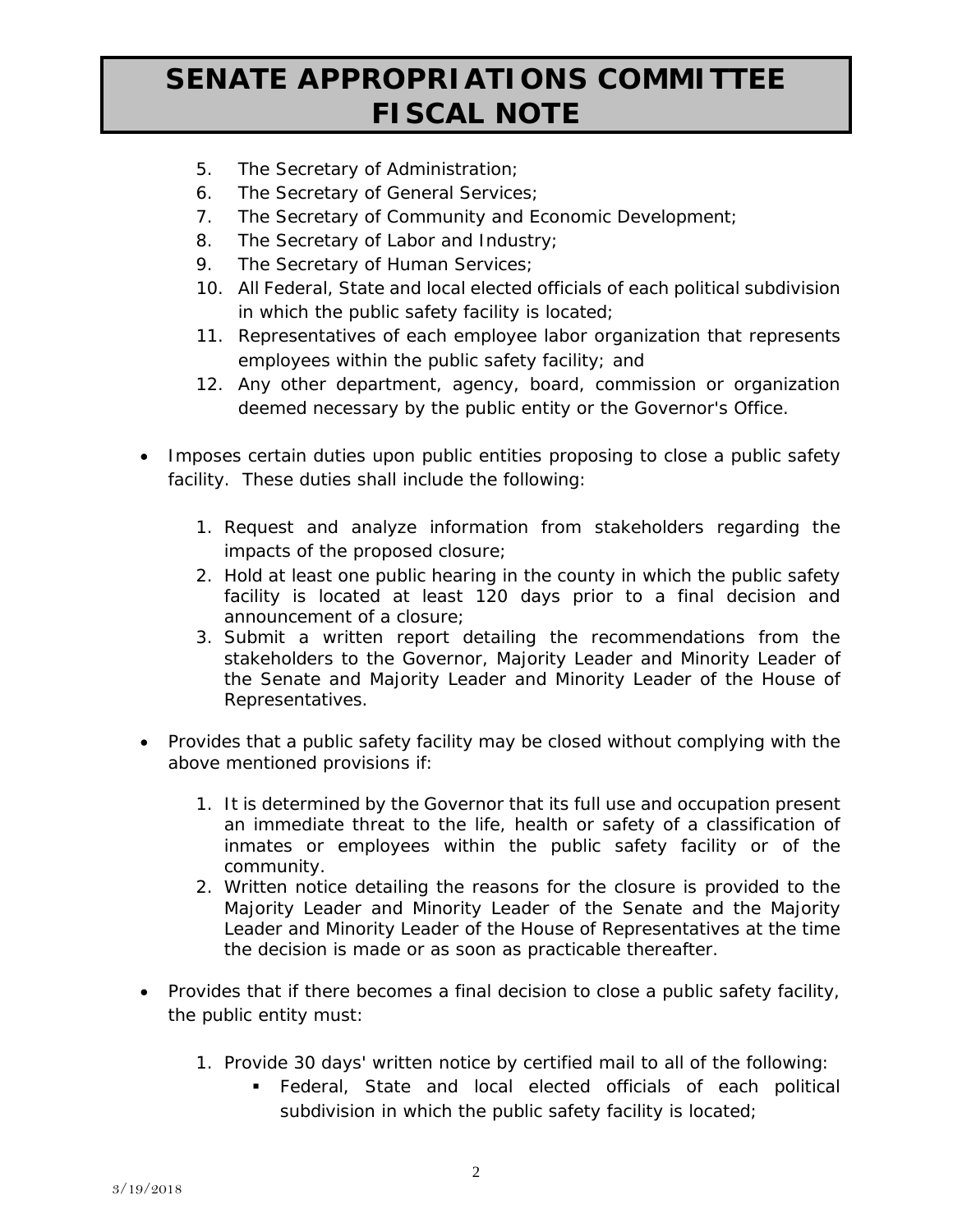# SENATE APPROPRIATIONS COMMITTEE FISCAL NOTE

5. The Secretary of Administration;
6. The Secretary of General Services;
7. The Secretary of Community and Economic Development;
8. The Secretary of Labor and Industry;
9. The Secretary of Human Services;
10. All Federal, State and local elected officials of each political subdivision in which the public safety facility is located;
11. Representatives of each employee labor organization that represents employees within the public safety facility; and
12. Any other department, agency, board, commission or organization deemed necessary by the public entity or the Governor's Office.

- Imposes certain duties upon public entities proposing to close a public safety facility. These duties shall include the following:

    1. Request and analyze information from stakeholders regarding the impacts of the proposed closure;
    2. Hold at least one public hearing in the county in which the public safety facility is located at least 120 days prior to a final decision and announcement of a closure;
    3. Submit a written report detailing the recommendations from the stakeholders to the Governor, Majority Leader and Minority Leader of the Senate and Majority Leader and Minority Leader of the House of Representatives.

- Provides that a public safety facility may be closed without complying with the above mentioned provisions if:

    1. It is determined by the Governor that its full use and occupation present an immediate threat to the life, health or safety of a classification of inmates or employees within the public safety facility or of the community.
    2. Written notice detailing the reasons for the closure is provided to the Majority Leader and Minority Leader of the Senate and the Majority Leader and Minority Leader of the House of Representatives at the time the decision is made or as soon as practicable thereafter.

- Provides that if there becomes a final decision to close a public safety facility, the public entity must:

    1. Provide 30 days' written notice by certified mail to all of the following:
        - Federal, State and local elected officials of each political subdivision in which the public safety facility is located;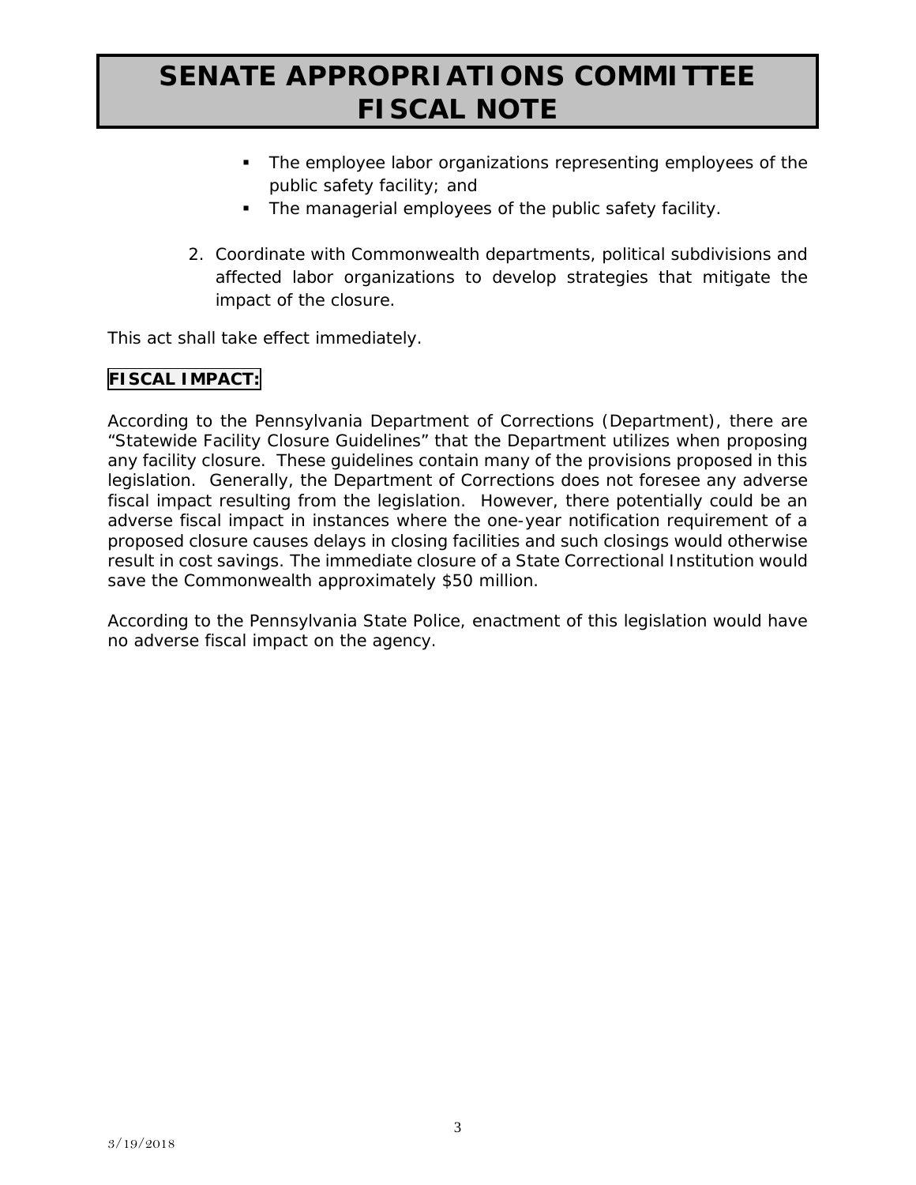# SENATE APPROPRIATIONS COMMITTEE FISCAL NOTE

- The employee labor organizations representing employees of the public safety facility; and
- The managerial employees of the public safety facility.

2. Coordinate with Commonwealth departments, political subdivisions and affected labor organizations to develop strategies that mitigate the impact of the closure.

This act shall take effect immediately.

**FISCAL IMPACT:**

According to the Pennsylvania Department of Corrections (Department), there are “Statewide Facility Closure Guidelines” that the Department utilizes when proposing any facility closure. These guidelines contain many of the provisions proposed in this legislation. Generally, the Department of Corrections does not foresee any adverse fiscal impact resulting from the legislation. However, there potentially could be an adverse fiscal impact in instances where the one-year notification requirement of a proposed closure causes delays in closing facilities and such closings would otherwise result in cost savings. The immediate closure of a State Correctional Institution would save the Commonwealth approximately $50 million.

According to the Pennsylvania State Police, enactment of this legislation would have no adverse fiscal impact on the agency.